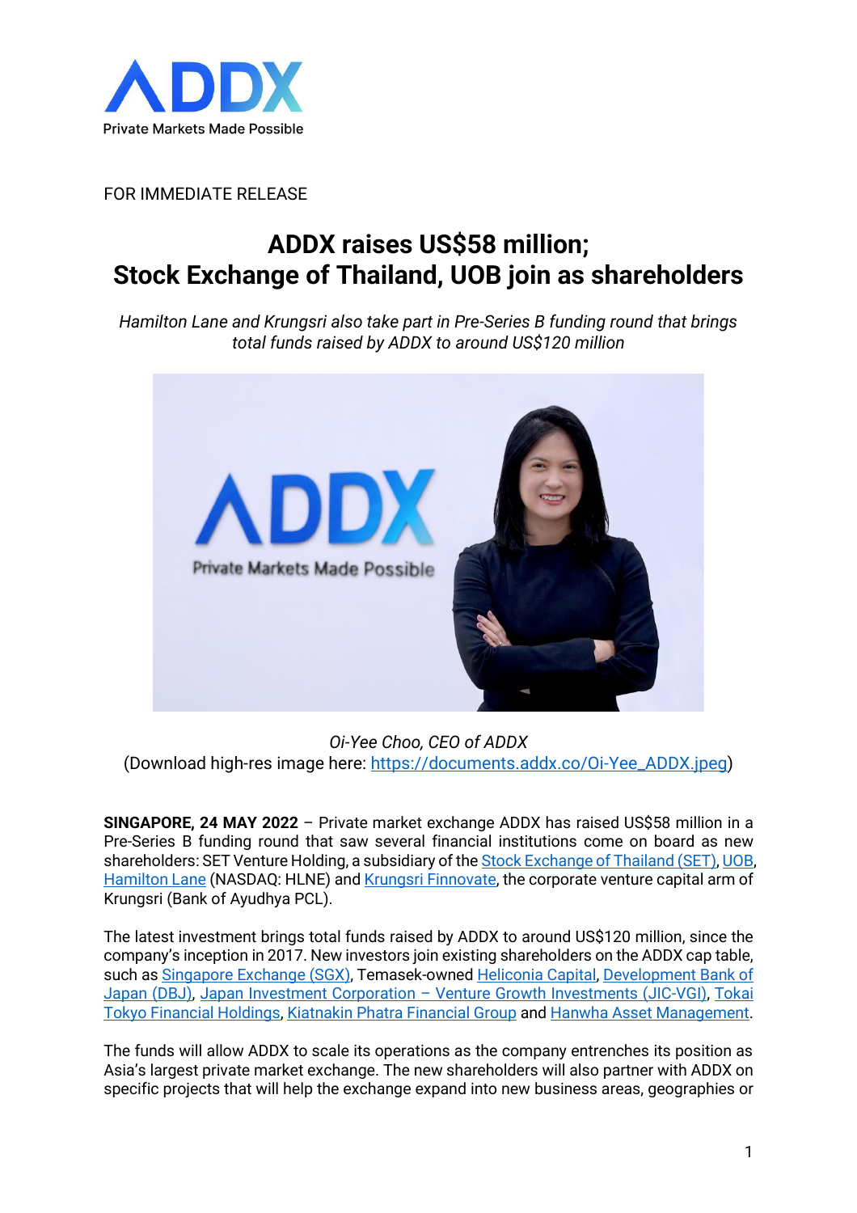FOR IMMEDIATE RELEASE

# ADDX raises US$58 million; Stock Exchange of Thailand, UOB join as shareholders

*Hamilton Lane and Krungsri also take part in Pre-Series B funding round that brings total funds raised by ADDX to around US$120 million*

*Oi-Yee Choo, CEO of ADDX*
(Download high-res image here: https://documents.addx.co/Oi-Yee_ADDX.jpeg)

**SINGAPORE, 24 MAY 2022** – Private market exchange ADDX has raised US$58 million in a Pre-Series B funding round that saw several financial institutions come on board as new shareholders: SET Venture Holding, a subsidiary of the Stock Exchange of Thailand (SET), UOB, Hamilton Lane (NASDAQ: HLNE) and Krungsri Finnovate, the corporate venture capital arm of Krungsri (Bank of Ayudhya PCL).

The latest investment brings total funds raised by ADDX to around US$120 million, since the company's inception in 2017. New investors join existing shareholders on the ADDX cap table, such as Singapore Exchange (SGX), Temasek-owned Heliconia Capital, Development Bank of Japan (DBJ), Japan Investment Corporation – Venture Growth Investments (JIC-VGI), Tokai Tokyo Financial Holdings, Kiatnakin Phatra Financial Group and Hanwha Asset Management.

The funds will allow ADDX to scale its operations as the company entrenches its position as Asia's largest private market exchange. The new shareholders will also partner with ADDX on specific projects that will help the exchange expand into new business areas, geographies or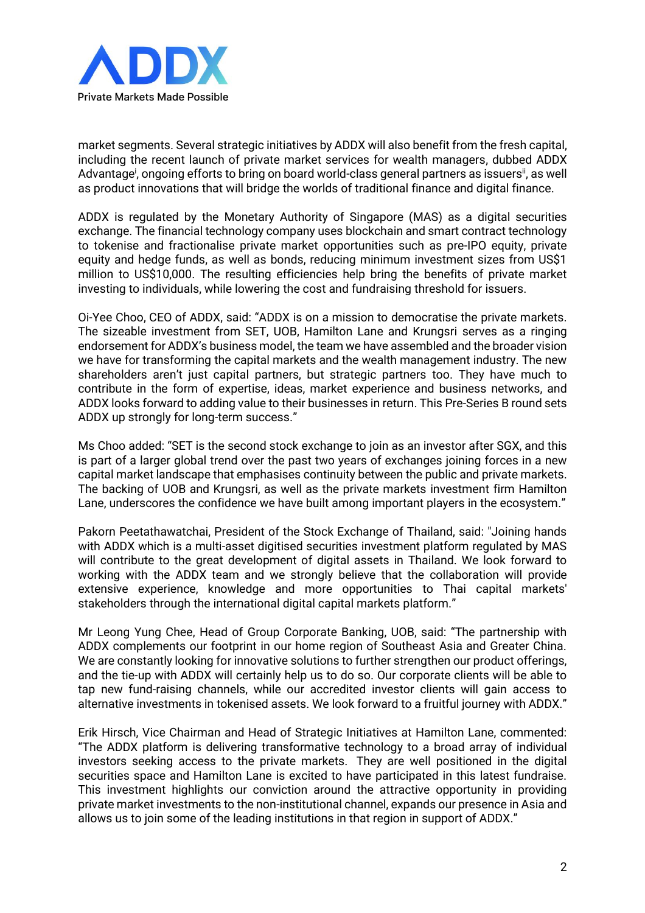market segments. Several strategic initiatives by ADDX will also benefit from the fresh capital, including the recent launch of private market services for wealth managers, dubbed ADDX Advantage[i], ongoing efforts to bring on board world-class general partners as issuers[ii], as well as product innovations that will bridge the worlds of traditional finance and digital finance.

ADDX is regulated by the Monetary Authority of Singapore (MAS) as a digital securities exchange. The financial technology company uses blockchain and smart contract technology to tokenise and fractionalise private market opportunities such as pre-IPO equity, private equity and hedge funds, as well as bonds, reducing minimum investment sizes from US$1 million to US$10,000. The resulting efficiencies help bring the benefits of private market investing to individuals, while lowering the cost and fundraising threshold for issuers.

Oi-Yee Choo, CEO of ADDX, said: "ADDX is on a mission to democratise the private markets. The sizeable investment from SET, UOB, Hamilton Lane and Krungsri serves as a ringing endorsement for ADDX's business model, the team we have assembled and the broader vision we have for transforming the capital markets and the wealth management industry. The new shareholders aren't just capital partners, but strategic partners too. They have much to contribute in the form of expertise, ideas, market experience and business networks, and ADDX looks forward to adding value to their businesses in return. This Pre-Series B round sets ADDX up strongly for long-term success."

Ms Choo added: "SET is the second stock exchange to join as an investor after SGX, and this is part of a larger global trend over the past two years of exchanges joining forces in a new capital market landscape that emphasises continuity between the public and private markets. The backing of UOB and Krungsri, as well as the private markets investment firm Hamilton Lane, underscores the confidence we have built among important players in the ecosystem."

Pakorn Peetathawatchai, President of the Stock Exchange of Thailand, said: "Joining hands with ADDX which is a multi-asset digitised securities investment platform regulated by MAS will contribute to the great development of digital assets in Thailand. We look forward to working with the ADDX team and we strongly believe that the collaboration will provide extensive experience, knowledge and more opportunities to Thai capital markets' stakeholders through the international digital capital markets platform."

Mr Leong Yung Chee, Head of Group Corporate Banking, UOB, said: "The partnership with ADDX complements our footprint in our home region of Southeast Asia and Greater China. We are constantly looking for innovative solutions to further strengthen our product offerings, and the tie-up with ADDX will certainly help us to do so. Our corporate clients will be able to tap new fund-raising channels, while our accredited investor clients will gain access to alternative investments in tokenised assets. We look forward to a fruitful journey with ADDX."

Erik Hirsch, Vice Chairman and Head of Strategic Initiatives at Hamilton Lane, commented: "The ADDX platform is delivering transformative technology to a broad array of individual investors seeking access to the private markets. They are well positioned in the digital securities space and Hamilton Lane is excited to have participated in this latest fundraise. This investment highlights our conviction around the attractive opportunity in providing private market investments to the non-institutional channel, expands our presence in Asia and allows us to join some of the leading institutions in that region in support of ADDX."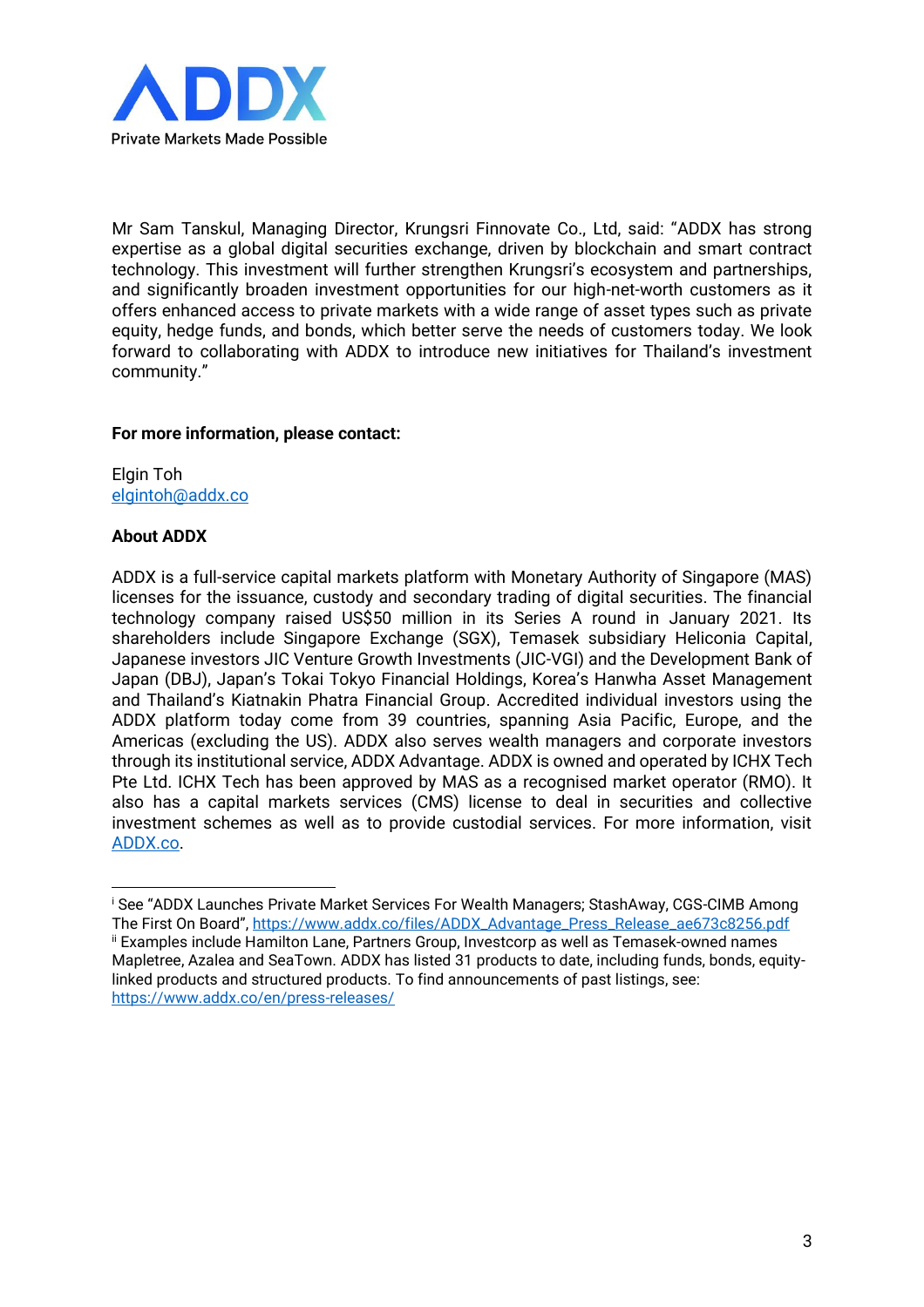Mr Sam Tanskul, Managing Director, Krungsri Finnovate Co., Ltd, said: "ADDX has strong expertise as a global digital securities exchange, driven by blockchain and smart contract technology. This investment will further strengthen Krungsri's ecosystem and partnerships, and significantly broaden investment opportunities for our high-net-worth customers as it offers enhanced access to private markets with a wide range of asset types such as private equity, hedge funds, and bonds, which better serve the needs of customers today. We look forward to collaborating with ADDX to introduce new initiatives for Thailand's investment community."

**For more information, please contact:**

Elgin Toh
elgintoh@addx.co

**About ADDX**

ADDX is a full-service capital markets platform with Monetary Authority of Singapore (MAS) licenses for the issuance, custody and secondary trading of digital securities. The financial technology company raised US$50 million in its Series A round in January 2021. Its shareholders include Singapore Exchange (SGX), Temasek subsidiary Heliconia Capital, Japanese investors JIC Venture Growth Investments (JIC-VGI) and the Development Bank of Japan (DBJ), Japan's Tokai Tokyo Financial Holdings, Korea's Hanwha Asset Management and Thailand's Kiatnakin Phatra Financial Group. Accredited individual investors using the ADDX platform today come from 39 countries, spanning Asia Pacific, Europe, and the Americas (excluding the US). ADDX also serves wealth managers and corporate investors through its institutional service, ADDX Advantage. ADDX is owned and operated by ICHX Tech Pte Ltd. ICHX Tech has been approved by MAS as a recognised market operator (RMO). It also has a capital markets services (CMS) license to deal in securities and collective investment schemes as well as to provide custodial services. For more information, visit ADDX.co.

---

[i] See "ADDX Launches Private Market Services For Wealth Managers; StashAway, CGS-CIMB Among The First On Board", https://www.addx.co/files/ADDX_Advantage_Press_Release_ae673c8256.pdf

[ii] Examples include Hamilton Lane, Partners Group, Investcorp as well as Temasek-owned names Mapletree, Azalea and SeaTown. ADDX has listed 31 products to date, including funds, bonds, equity-linked products and structured products. To find announcements of past listings, see: https://www.addx.co/en/press-releases/